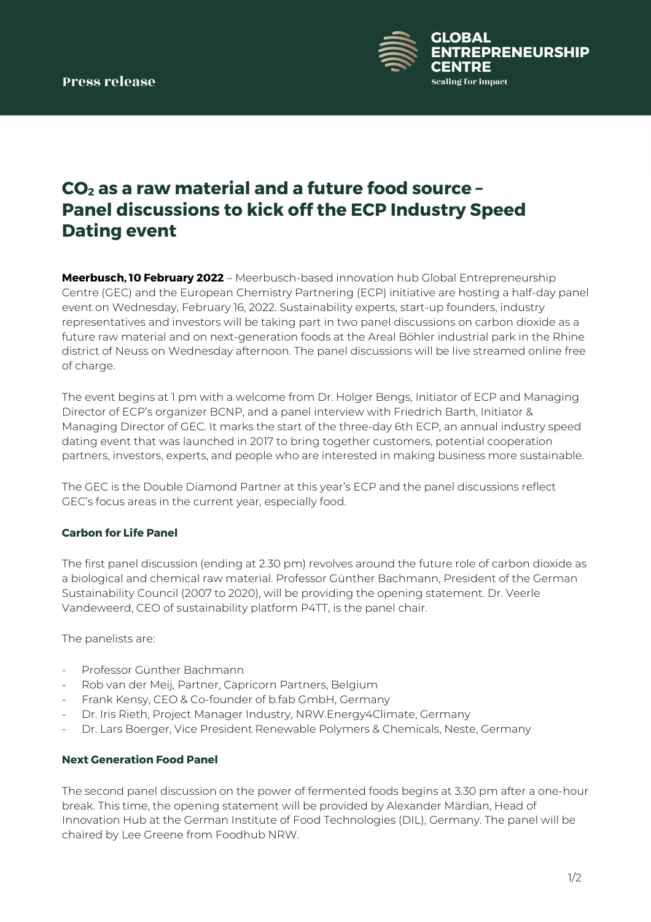Press release

GLOBAL ENTREPRENEURSHIP CENTRE
Scaling for impact

# $CO_2$ as a raw material and a future food source – Panel discussions to kick off the ECP Industry Speed Dating event

**Meerbusch, 10 February 2022** – Meerbusch-based innovation hub Global Entrepreneurship Centre (GEC) and the European Chemistry Partnering (ECP) initiative are hosting a half-day panel event on Wednesday, February 16, 2022. Sustainability experts, start-up founders, industry representatives and investors will be taking part in two panel discussions on carbon dioxide as a future raw material and on next-generation foods at the Areal Böhler industrial park in the Rhine district of Neuss on Wednesday afternoon. The panel discussions will be live streamed online free of charge.

The event begins at 1 pm with a welcome from Dr. Holger Bengs, Initiator of ECP and Managing Director of ECP's organizer BCNP, and a panel interview with Friedrich Barth, Initiator & Managing Director of GEC. It marks the start of the three-day 6th ECP, an annual industry speed dating event that was launched in 2017 to bring together customers, potential cooperation partners, investors, experts, and people who are interested in making business more sustainable.

The GEC is the Double Diamond Partner at this year's ECP and the panel discussions reflect GEC's focus areas in the current year, especially food.

### Carbon for Life Panel

The first panel discussion (ending at 2.30 pm) revolves around the future role of carbon dioxide as a biological and chemical raw material. Professor Günther Bachmann, President of the German Sustainability Council (2007 to 2020), will be providing the opening statement. Dr. Veerle Vandeweerd, CEO of sustainability platform P4TT, is the panel chair.

The panelists are:

- Professor Günther Bachmann
- Rob van der Meij, Partner, Capricorn Partners, Belgium
- Frank Kensy, CEO & Co-founder of b.fab GmbH, Germany
- Dr. Iris Rieth, Project Manager Industry, NRW.Energy4Climate, Germany
- Dr. Lars Boerger, Vice President Renewable Polymers & Chemicals, Neste, Germany

### Next Generation Food Panel

The second panel discussion on the power of fermented foods begins at 3.30 pm after a one-hour break. This time, the opening statement will be provided by Alexander Märdian, Head of Innovation Hub at the German Institute of Food Technologies (DIL), Germany. The panel will be chaired by Lee Greene from Foodhub NRW.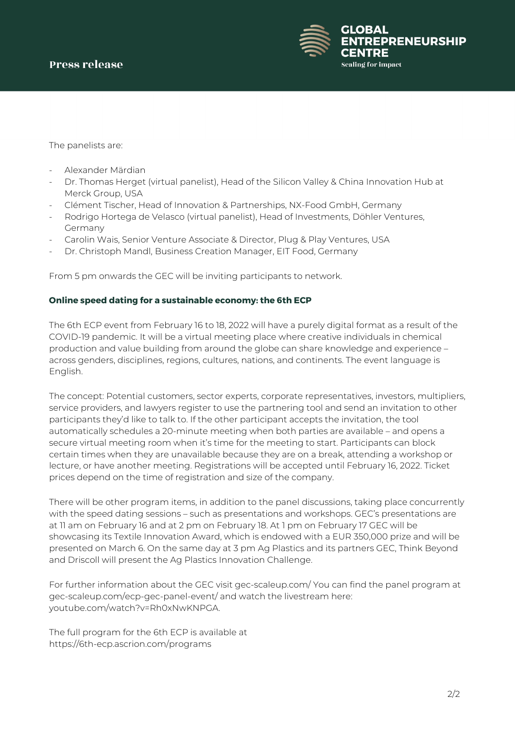The panelists are:

- Alexander Märdian
- Dr. Thomas Herget (virtual panelist), Head of the Silicon Valley & China Innovation Hub at Merck Group, USA
- Clément Tischer, Head of Innovation & Partnerships, NX-Food GmbH, Germany
- Rodrigo Hortega de Velasco (virtual panelist), Head of Investments, Döhler Ventures, Germany
- Carolin Wais, Senior Venture Associate & Director, Plug & Play Ventures, USA
- Dr. Christoph Mandl, Business Creation Manager, EIT Food, Germany

From 5 pm onwards the GEC will be inviting participants to network.

**Online speed dating for a sustainable economy: the 6th ECP**

The 6th ECP event from February 16 to 18, 2022 will have a purely digital format as a result of the COVID-19 pandemic. It will be a virtual meeting place where creative individuals in chemical production and value building from around the globe can share knowledge and experience – across genders, disciplines, regions, cultures, nations, and continents. The event language is English.

The concept: Potential customers, sector experts, corporate representatives, investors, multipliers, service providers, and lawyers register to use the partnering tool and send an invitation to other participants they'd like to talk to. If the other participant accepts the invitation, the tool automatically schedules a 20-minute meeting when both parties are available – and opens a secure virtual meeting room when it's time for the meeting to start. Participants can block certain times when they are unavailable because they are on a break, attending a workshop or lecture, or have another meeting. Registrations will be accepted until February 16, 2022. Ticket prices depend on the time of registration and size of the company.

There will be other program items, in addition to the panel discussions, taking place concurrently with the speed dating sessions – such as presentations and workshops. GEC's presentations are at 11 am on February 16 and at 2 pm on February 18. At 1 pm on February 17 GEC will be showcasing its Textile Innovation Award, which is endowed with a EUR 350,000 prize and will be presented on March 6. On the same day at 3 pm Ag Plastics and its partners GEC, Think Beyond and Driscoll will present the Ag Plastics Innovation Challenge.

For further information about the GEC visit gec-scaleup.com/ You can find the panel program at gec-scaleup.com/ecp-gec-panel-event/ and watch the livestream here: youtube.com/watch?v=Rh0xNwKNPGA.

The full program for the 6th ECP is available at https://6th-ecp.ascrion.com/programs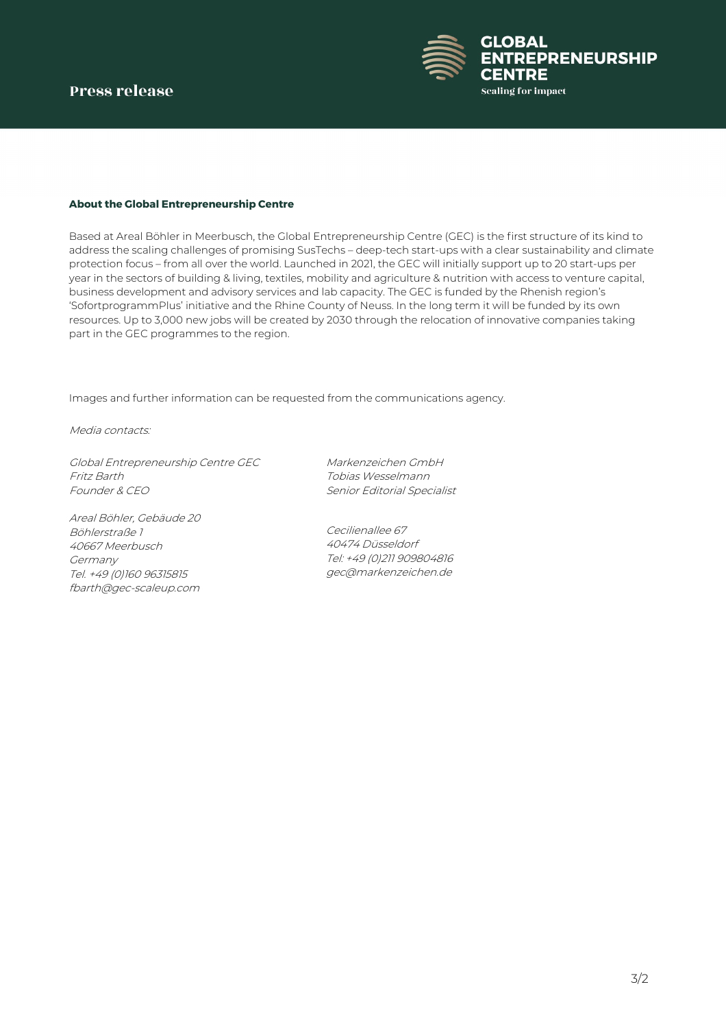### About the Global Entrepreneurship Centre

Based at Areal Böhler in Meerbusch, the Global Entrepreneurship Centre (GEC) is the first structure of its kind to address the scaling challenges of promising SusTechs – deep-tech start-ups with a clear sustainability and climate protection focus – from all over the world. Launched in 2021, the GEC will initially support up to 20 start-ups per year in the sectors of building & living, textiles, mobility and agriculture & nutrition with access to venture capital, business development and advisory services and lab capacity. The GEC is funded by the Rhenish region's 'SofortprogrammPlus' initiative and the Rhine County of Neuss. In the long term it will be funded by its own resources. Up to 3,000 new jobs will be created by 2030 through the relocation of innovative companies taking part in the GEC programmes to the region.

Images and further information can be requested from the communications agency.

*Media contacts:*

*Global Entrepreneurship Centre GEC*
*Fritz Barth*
*Founder & CEO*

*Areal Böhler, Gebäude 20*
*Böhlerstraße 1*
*40667 Meerbusch*
*Germany*
*Tel. +49 (0)160 96315815*
*fbarth@gec-scaleup.com*

*Markenzeichen GmbH*
*Tobias Wesselmann*
*Senior Editorial Specialist*

*Cecilienallee 67*
*40474 Düsseldorf*
*Tel: +49 (0)211 909804816*
*gec@markenzeichen.de*